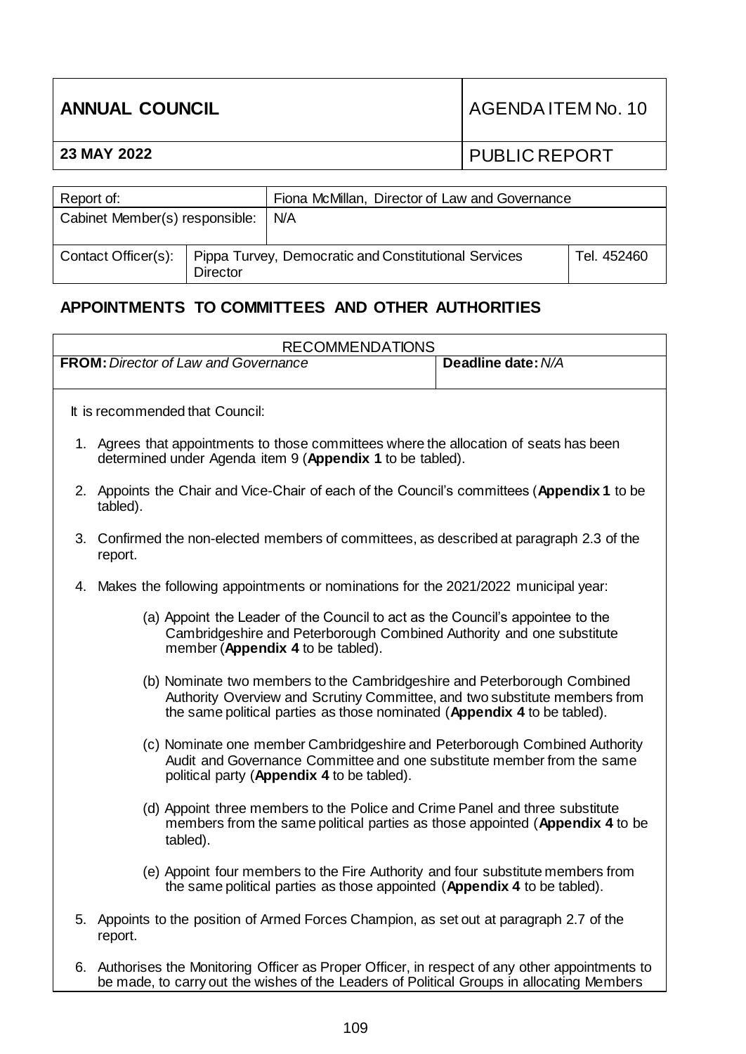| ANNUAL COUNCIL | AGENDA ITEM No. 10 |
| --- | --- |
| **23 MAY 2022** | PUBLIC REPORT |

| Report of: | | Fiona McMillan, Director of Law and Governance | |
| --- | --- | --- | --- |
| Cabinet Member(s) responsible: | | N/A | |
| Contact Officer(s): | Pippa Turvey, Democratic and Constitutional Services Director | | Tel. 452460 |

## APPOINTMENTS TO COMMITTEES AND OTHER AUTHORITIES

| RECOMMENDATIONS | |
| --- | --- |
| **FROM:** *Director of Law and Governance* | **Deadline date:** *N/A* |

It is recommended that Council:

1. Agrees that appointments to those committees where the allocation of seats has been determined under Agenda item 9 (**Appendix 1** to be tabled).
2. Appoints the Chair and Vice-Chair of each of the Council's committees (**Appendix 1** to be tabled).
3. Confirmed the non-elected members of committees, as described at paragraph 2.3 of the report.
4. Makes the following appointments or nominations for the 2021/2022 municipal year:
   - (a) Appoint the Leader of the Council to act as the Council's appointee to the Cambridgeshire and Peterborough Combined Authority and one substitute member (**Appendix 4** to be tabled).
   - (b) Nominate two members to the Cambridgeshire and Peterborough Combined Authority Overview and Scrutiny Committee, and two substitute members from the same political parties as those nominated (**Appendix 4** to be tabled).
   - (c) Nominate one member Cambridgeshire and Peterborough Combined Authority Audit and Governance Committee and one substitute member from the same political party (**Appendix 4** to be tabled).
   - (d) Appoint three members to the Police and Crime Panel and three substitute members from the same political parties as those appointed (**Appendix 4** to be tabled).
   - (e) Appoint four members to the Fire Authority and four substitute members from the same political parties as those appointed (**Appendix 4** to be tabled).
5. Appoints to the position of Armed Forces Champion, as set out at paragraph 2.7 of the report.
6. Authorises the Monitoring Officer as Proper Officer, in respect of any other appointments to be made, to carry out the wishes of the Leaders of Political Groups in allocating Members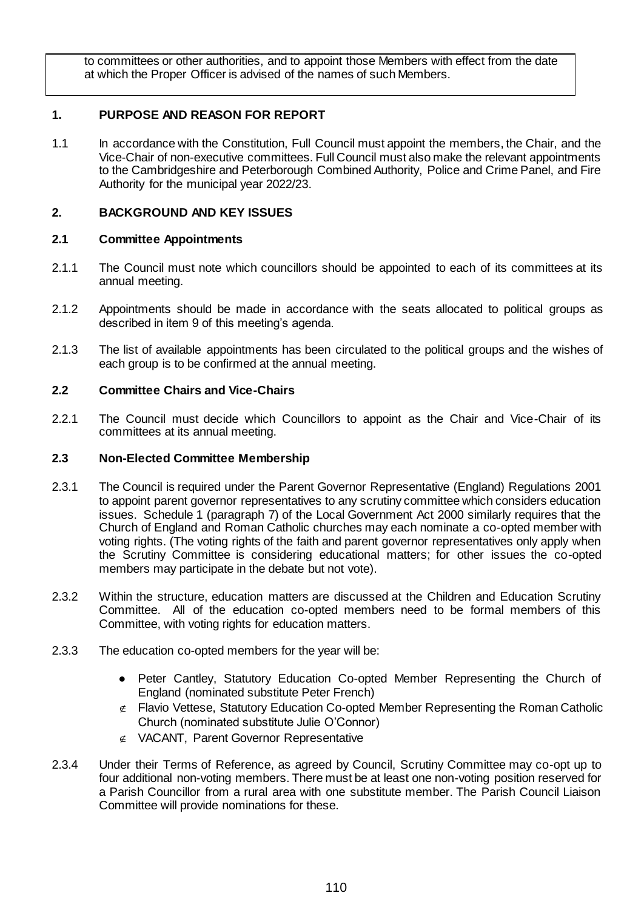to committees or other authorities, and to appoint those Members with effect from the date at which the Proper Officer is advised of the names of such Members.

## 1. PURPOSE AND REASON FOR REPORT

1.1 In accordance with the Constitution, Full Council must appoint the members, the Chair, and the Vice-Chair of non-executive committees. Full Council must also make the relevant appointments to the Cambridgeshire and Peterborough Combined Authority, Police and Crime Panel, and Fire Authority for the municipal year 2022/23.

## 2. BACKGROUND AND KEY ISSUES

### 2.1 Committee Appointments

2.1.1 The Council must note which councillors should be appointed to each of its committees at its annual meeting.

2.1.2 Appointments should be made in accordance with the seats allocated to political groups as described in item 9 of this meeting's agenda.

2.1.3 The list of available appointments has been circulated to the political groups and the wishes of each group is to be confirmed at the annual meeting.

### 2.2 Committee Chairs and Vice-Chairs

2.2.1 The Council must decide which Councillors to appoint as the Chair and Vice-Chair of its committees at its annual meeting.

### 2.3 Non-Elected Committee Membership

2.3.1 The Council is required under the Parent Governor Representative (England) Regulations 2001 to appoint parent governor representatives to any scrutiny committee which considers education issues. Schedule 1 (paragraph 7) of the Local Government Act 2000 similarly requires that the Church of England and Roman Catholic churches may each nominate a co-opted member with voting rights. (The voting rights of the faith and parent governor representatives only apply when the Scrutiny Committee is considering educational matters; for other issues the co-opted members may participate in the debate but not vote).

2.3.2 Within the structure, education matters are discussed at the Children and Education Scrutiny Committee. All of the education co-opted members need to be formal members of this Committee, with voting rights for education matters.

2.3.3 The education co-opted members for the year will be:

- Peter Cantley, Statutory Education Co-opted Member Representing the Church of England (nominated substitute Peter French)
- Flavio Vettese, Statutory Education Co-opted Member Representing the Roman Catholic Church (nominated substitute Julie O'Connor)
- VACANT, Parent Governor Representative

2.3.4 Under their Terms of Reference, as agreed by Council, Scrutiny Committee may co-opt up to four additional non-voting members. There must be at least one non-voting position reserved for a Parish Councillor from a rural area with one substitute member. The Parish Council Liaison Committee will provide nominations for these.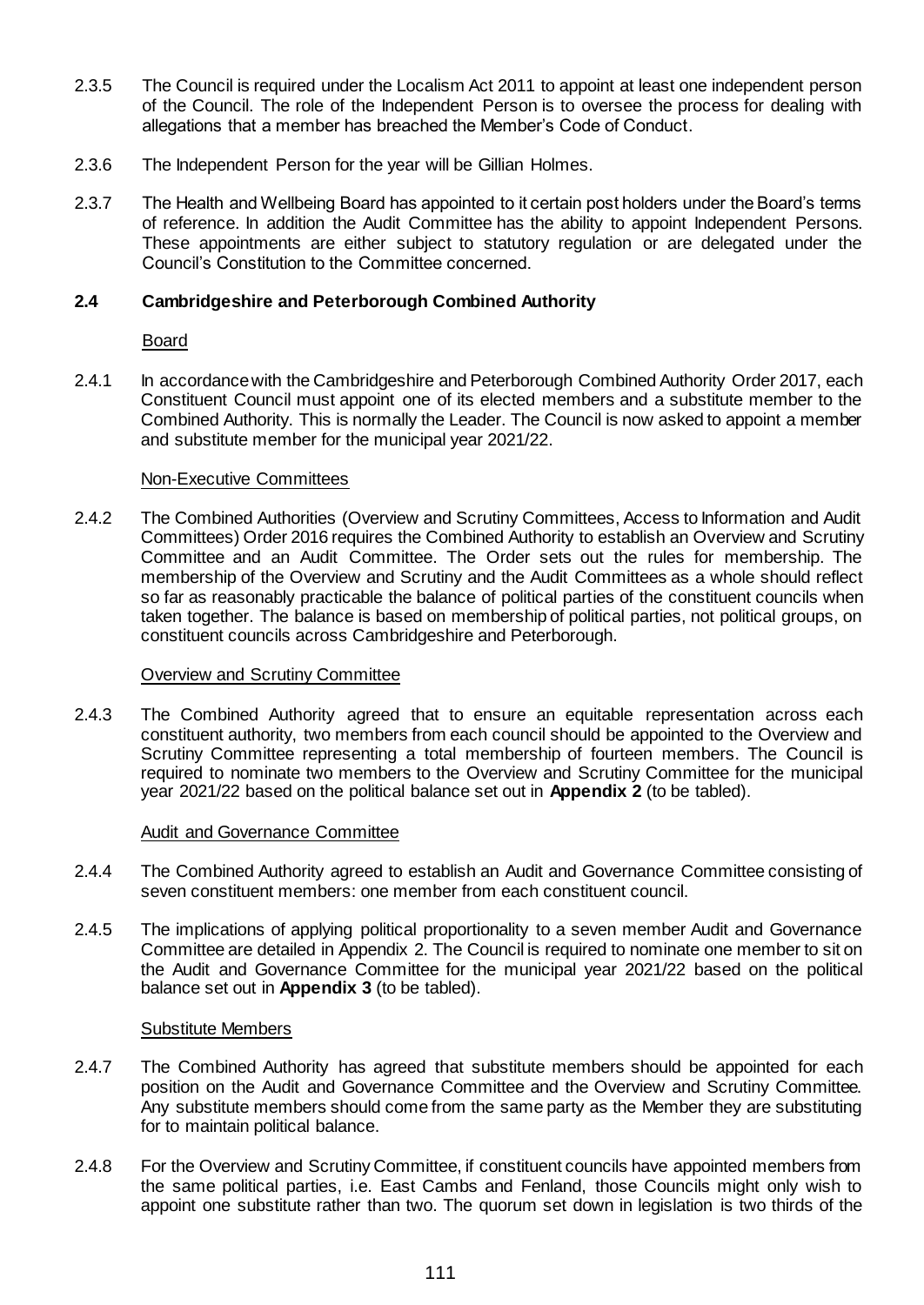2.3.5 The Council is required under the Localism Act 2011 to appoint at least one independent person of the Council. The role of the Independent Person is to oversee the process for dealing with allegations that a member has breached the Member's Code of Conduct.

2.3.6 The Independent Person for the year will be Gillian Holmes.

2.3.7 The Health and Wellbeing Board has appointed to it certain post holders under the Board's terms of reference. In addition the Audit Committee has the ability to appoint Independent Persons. These appointments are either subject to statutory regulation or are delegated under the Council's Constitution to the Committee concerned.

## 2.4 Cambridgeshire and Peterborough Combined Authority

Board

2.4.1 In accordance with the Cambridgeshire and Peterborough Combined Authority Order 2017, each Constituent Council must appoint one of its elected members and a substitute member to the Combined Authority. This is normally the Leader. The Council is now asked to appoint a member and substitute member for the municipal year 2021/22.

Non-Executive Committees

2.4.2 The Combined Authorities (Overview and Scrutiny Committees, Access to Information and Audit Committees) Order 2016 requires the Combined Authority to establish an Overview and Scrutiny Committee and an Audit Committee. The Order sets out the rules for membership. The membership of the Overview and Scrutiny and the Audit Committees as a whole should reflect so far as reasonably practicable the balance of political parties of the constituent councils when taken together. The balance is based on membership of political parties, not political groups, on constituent councils across Cambridgeshire and Peterborough.

Overview and Scrutiny Committee

2.4.3 The Combined Authority agreed that to ensure an equitable representation across each constituent authority, two members from each council should be appointed to the Overview and Scrutiny Committee representing a total membership of fourteen members. The Council is required to nominate two members to the Overview and Scrutiny Committee for the municipal year 2021/22 based on the political balance set out in **Appendix 2** (to be tabled).

Audit and Governance Committee

2.4.4 The Combined Authority agreed to establish an Audit and Governance Committee consisting of seven constituent members: one member from each constituent council.

2.4.5 The implications of applying political proportionality to a seven member Audit and Governance Committee are detailed in Appendix 2. The Council is required to nominate one member to sit on the Audit and Governance Committee for the municipal year 2021/22 based on the political balance set out in **Appendix 3** (to be tabled).

Substitute Members

2.4.7 The Combined Authority has agreed that substitute members should be appointed for each position on the Audit and Governance Committee and the Overview and Scrutiny Committee. Any substitute members should come from the same party as the Member they are substituting for to maintain political balance.

2.4.8 For the Overview and Scrutiny Committee, if constituent councils have appointed members from the same political parties, i.e. East Cambs and Fenland, those Councils might only wish to appoint one substitute rather than two. The quorum set down in legislation is two thirds of the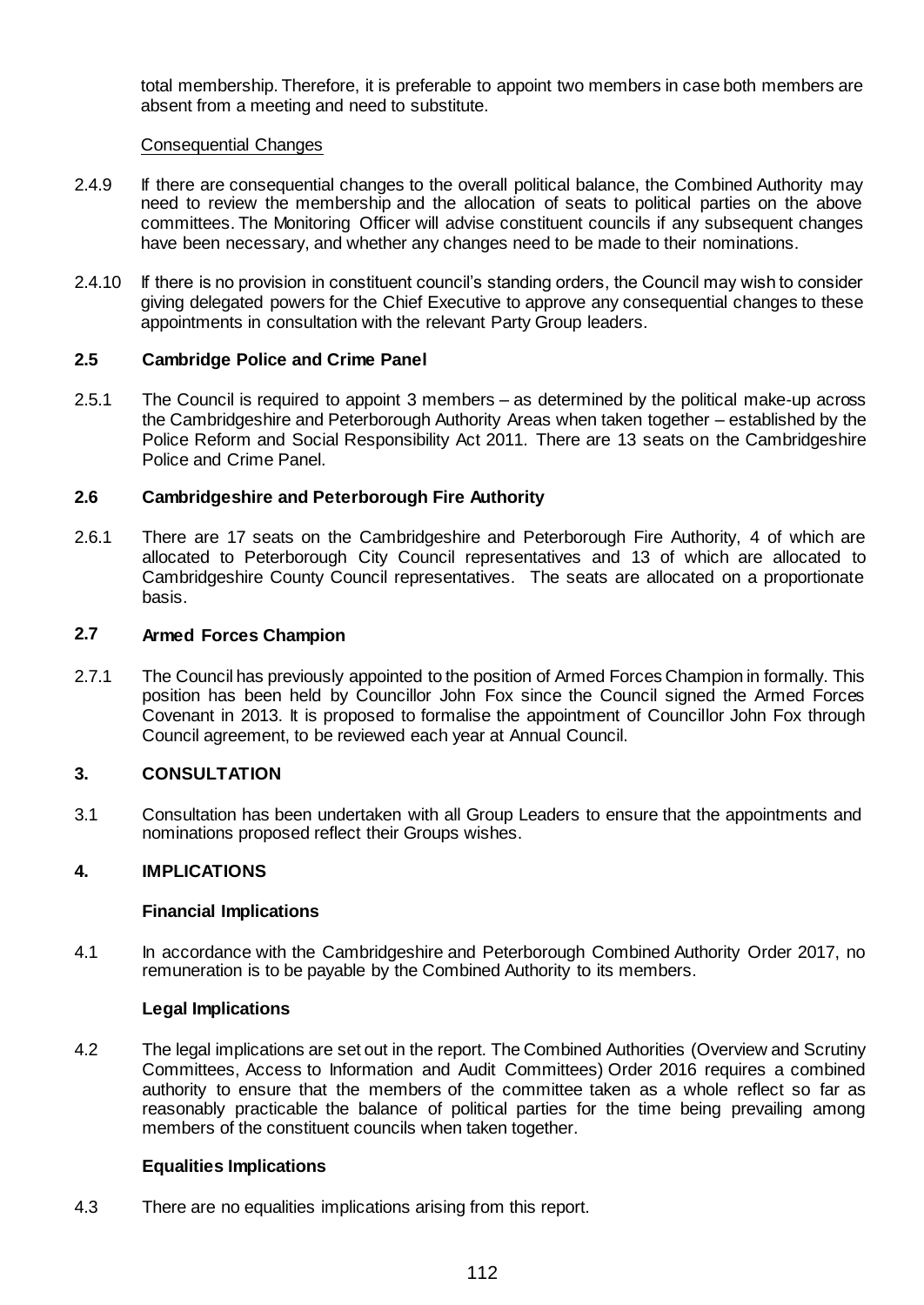total membership. Therefore, it is preferable to appoint two members in case both members are absent from a meeting and need to substitute.

Consequential Changes

2.4.9 If there are consequential changes to the overall political balance, the Combined Authority may need to review the membership and the allocation of seats to political parties on the above committees. The Monitoring Officer will advise constituent councils if any subsequent changes have been necessary, and whether any changes need to be made to their nominations.

2.4.10 If there is no provision in constituent council's standing orders, the Council may wish to consider giving delegated powers for the Chief Executive to approve any consequential changes to these appointments in consultation with the relevant Party Group leaders.

### 2.5 Cambridge Police and Crime Panel

2.5.1 The Council is required to appoint 3 members – as determined by the political make-up across the Cambridgeshire and Peterborough Authority Areas when taken together – established by the Police Reform and Social Responsibility Act 2011. There are 13 seats on the Cambridgeshire Police and Crime Panel.

### 2.6 Cambridgeshire and Peterborough Fire Authority

2.6.1 There are 17 seats on the Cambridgeshire and Peterborough Fire Authority, 4 of which are allocated to Peterborough City Council representatives and 13 of which are allocated to Cambridgeshire County Council representatives. The seats are allocated on a proportionate basis.

### 2.7 Armed Forces Champion

2.7.1 The Council has previously appointed to the position of Armed Forces Champion in formally. This position has been held by Councillor John Fox since the Council signed the Armed Forces Covenant in 2013. It is proposed to formalise the appointment of Councillor John Fox through Council agreement, to be reviewed each year at Annual Council.

## 3. CONSULTATION

3.1 Consultation has been undertaken with all Group Leaders to ensure that the appointments and nominations proposed reflect their Groups wishes.

## 4. IMPLICATIONS

**Financial Implications**

4.1 In accordance with the Cambridgeshire and Peterborough Combined Authority Order 2017, no remuneration is to be payable by the Combined Authority to its members.

**Legal Implications**

4.2 The legal implications are set out in the report. The Combined Authorities (Overview and Scrutiny Committees, Access to Information and Audit Committees) Order 2016 requires a combined authority to ensure that the members of the committee taken as a whole reflect so far as reasonably practicable the balance of political parties for the time being prevailing among members of the constituent councils when taken together.

**Equalities Implications**

4.3 There are no equalities implications arising from this report.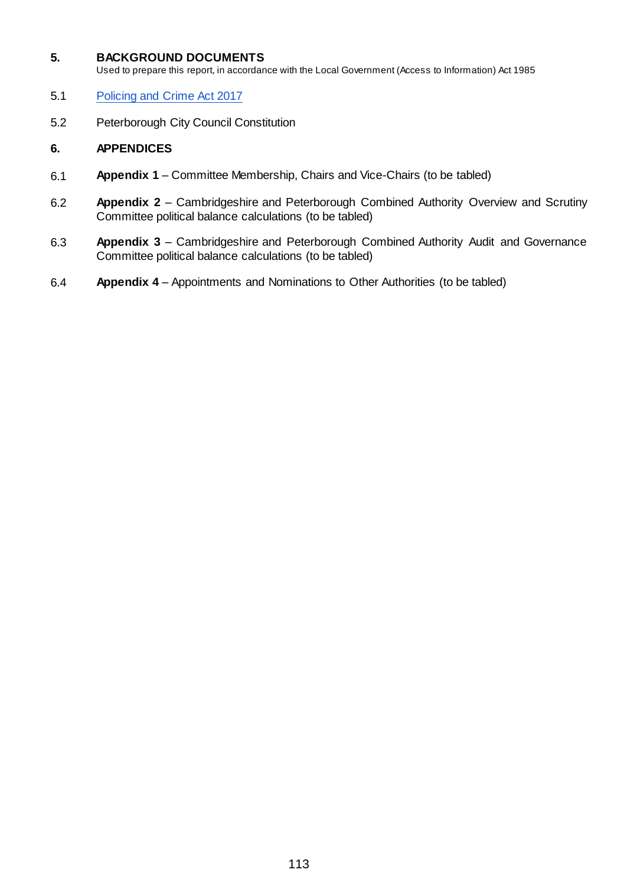## 5. BACKGROUND DOCUMENTS

Used to prepare this report, in accordance with the Local Government (Access to Information) Act 1985

5.1 Policing and Crime Act 2017

5.2 Peterborough City Council Constitution

## 6. APPENDICES

6.1 **Appendix 1** – Committee Membership, Chairs and Vice-Chairs (to be tabled)

6.2 **Appendix 2** – Cambridgeshire and Peterborough Combined Authority Overview and Scrutiny Committee political balance calculations (to be tabled)

6.3 **Appendix 3** – Cambridgeshire and Peterborough Combined Authority Audit and Governance Committee political balance calculations (to be tabled)

6.4 **Appendix 4** – Appointments and Nominations to Other Authorities (to be tabled)